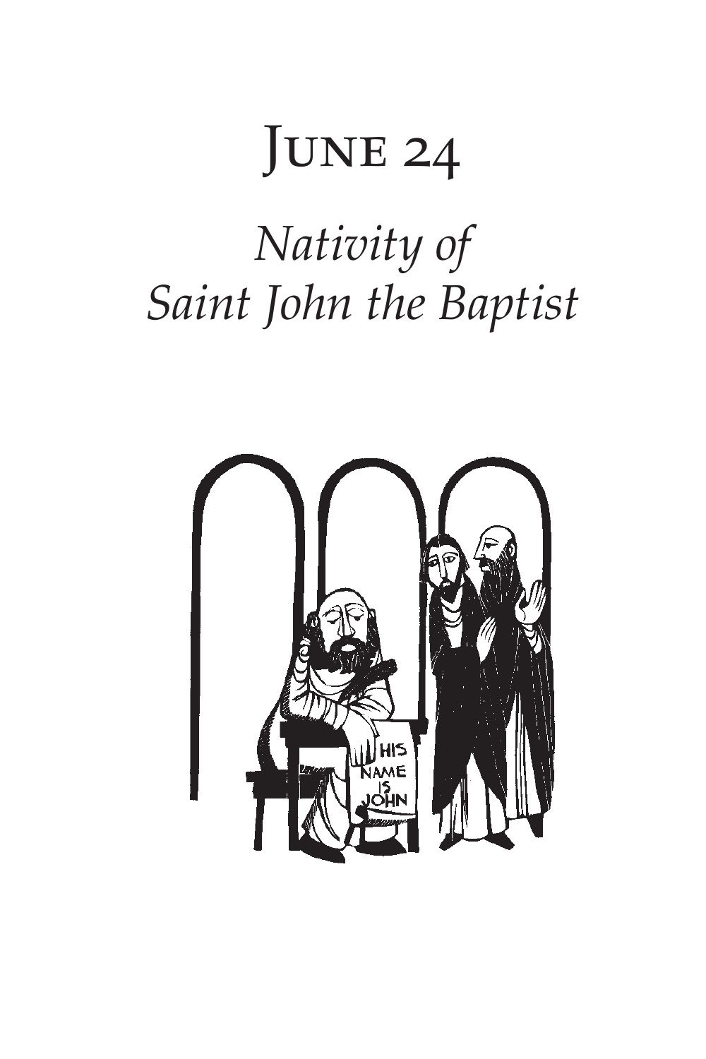# June 24

## *Nativity of Saint John the Baptist*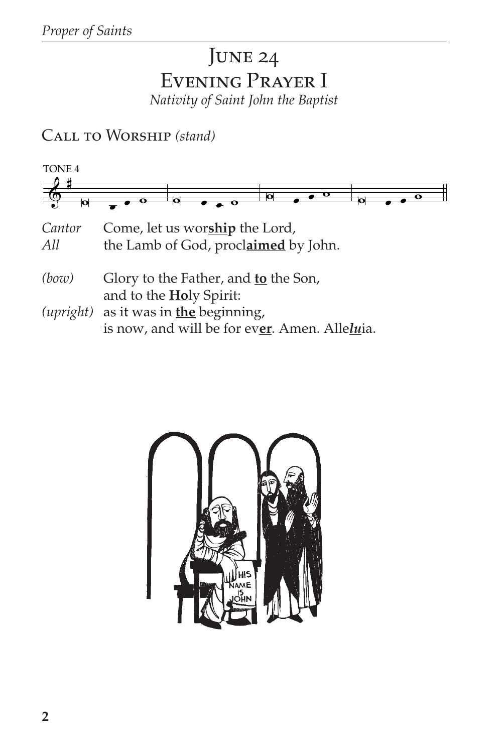# June 24
# Evening Prayer I
*Nativity of Saint John the Baptist*

## Call to Worship *(stand)*

TONE 4

*Cantor* Come, let us wor**<u>ship</u>** the Lord,
*All* the Lamb of God, procl**<u>aimed</u>** by John.

*(bow)* Glory to the Father, and **<u>to</u>** the Son,
and to the **<u>Ho</u>**ly Spirit:
*(upright)* as it was in **<u>the</u>** beginning,
is now, and will be for ev**<u>er</u>**. Amen. Alle***<u>lu</u>***ia.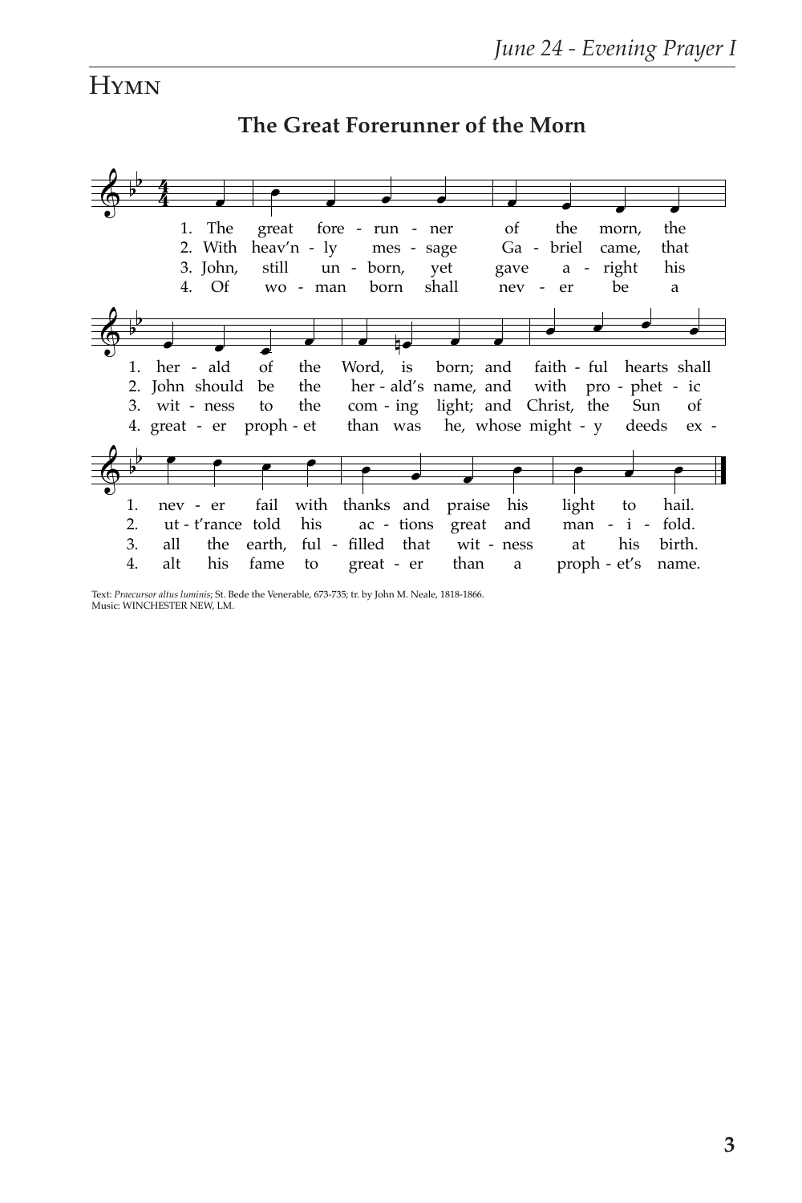# Hymn

## The Great Forerunner of the Morn

1. The great forerunner of the morn, the herald of the Word, is born; and faithful hearts shall never fail with thanks and praise his light to hail.

2. With heav'nly message Gabriel came, that John should be the herald's name, and with prophetic utt'rance told his actions great and manifold.

3. John, still unborn, yet gave aright his witness to the coming light; and Christ, the Sun of all the earth, fulfilled that witness at his birth.

4. Of woman born shall never be a greater prophet than was he, whose mighty deeds exalt his fame to greater than a prophet's name.

Text: *Praecursor altus luminis*; St. Bede the Venerable, 673-735; tr. by John M. Neale, 1818-1866.
Music: WINCHESTER NEW, LM.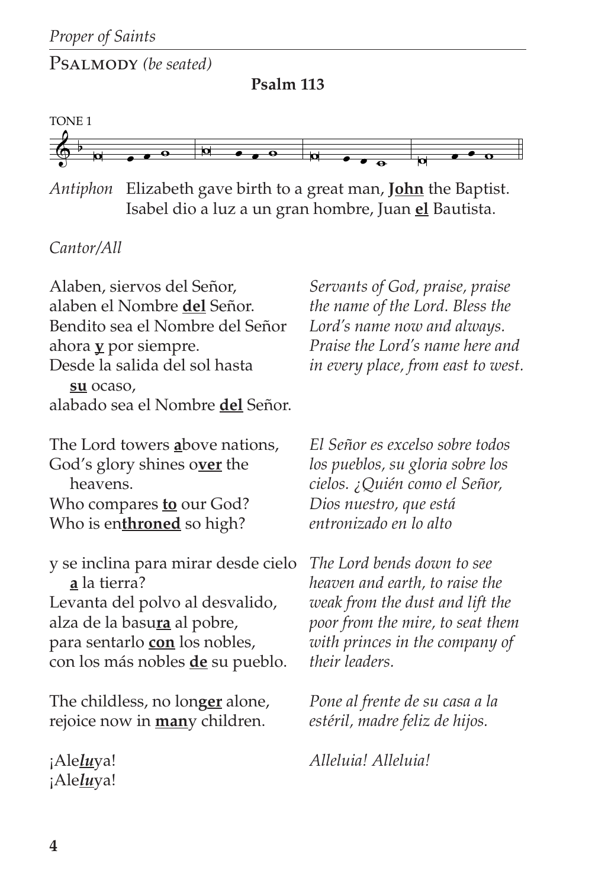Psalmody *(be seated)*

**Psalm 113**

TONE 1

*Antiphon* Elizabeth gave birth to a great man, **John** the Baptist.
Isabel dio a luz a un gran hombre, Juan **el** Bautista.

*Cantor/All*

Alaben, siervos del Señor,
alaben el Nombre **del** Señor.
Bendito sea el Nombre del Señor
ahora **y** por siempre.
Desde la salida del sol hasta
**su** ocaso,
alabado sea el Nombre **del** Señor.

*Servants of God, praise, praise the name of the Lord. Bless the Lord's name now and always. Praise the Lord's name here and in every place, from east to west.*

The Lord towers **a**bove nations,
God's glory shines o**ver** the
heavens.
Who compares **to** our God?
Who is en**throned** so high?

*El Señor es excelso sobre todos los pueblos, su gloria sobre los cielos. ¿Quién como el Señor, Dios nuestro, que está entronizado en lo alto*

y se inclina para mirar desde cielo
**a** la tierra?
Levanta del polvo al desvalido,
alza de la basu**ra** al pobre,
para sentarlo **con** los nobles,
con los más nobles **de** su pueblo.

*The Lord bends down to see heaven and earth, to raise the weak from the dust and lift the poor from the mire, to seat them with princes in the company of their leaders.*

The childless, no lon**ger** alone,
rejoice now in **man**y children.

*Pone al frente de su casa a la estéril, madre feliz de hijos.*

¡Ale***lu***ya!
¡Ale***lu***ya!

*Alleluia! Alleluia!*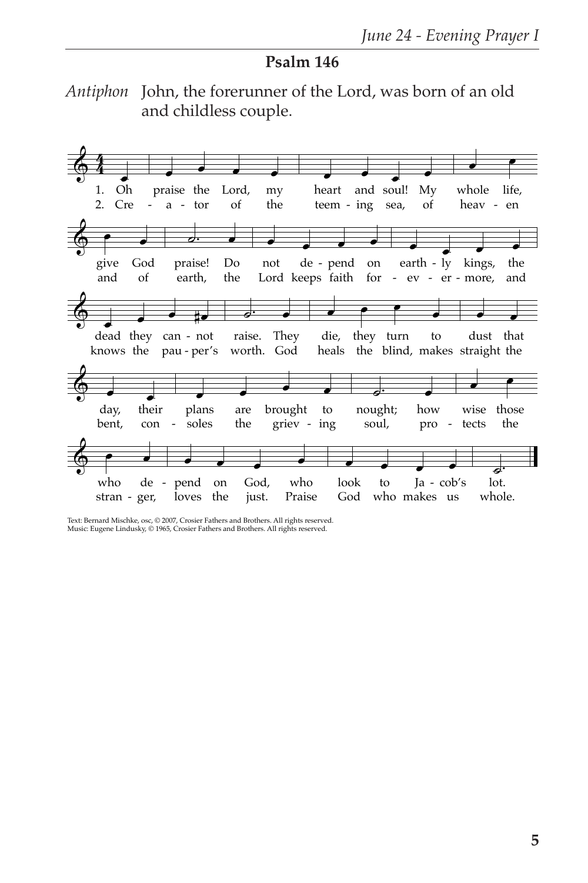## Psalm 146

*Antiphon* John, the forerunner of the Lord, was born of an old and childless couple.

1. Oh praise the Lord, my heart and soul! My whole life, give God praise! Do not de - pend on earth - ly kings, the dead they can - not raise. They die, they turn to dust that day, their plans are brought to nought; how wise those who de - pend on God, who look to Ja - cob's lot.

2. Cre - a - tor of the teem - ing sea, of heav - en and of earth, the Lord keeps faith for - ev - er - more, and knows the pau - per's worth. God heals the blind, makes straight the bent, con - soles the griev - ing soul, pro - tects the stran - ger, loves the just. Praise God who makes us whole.

Text: Bernard Mischke, osc, © 2007, Crosier Fathers and Brothers. All rights reserved.
Music: Eugene Lindusky, © 1965, Crosier Fathers and Brothers. All rights reserved.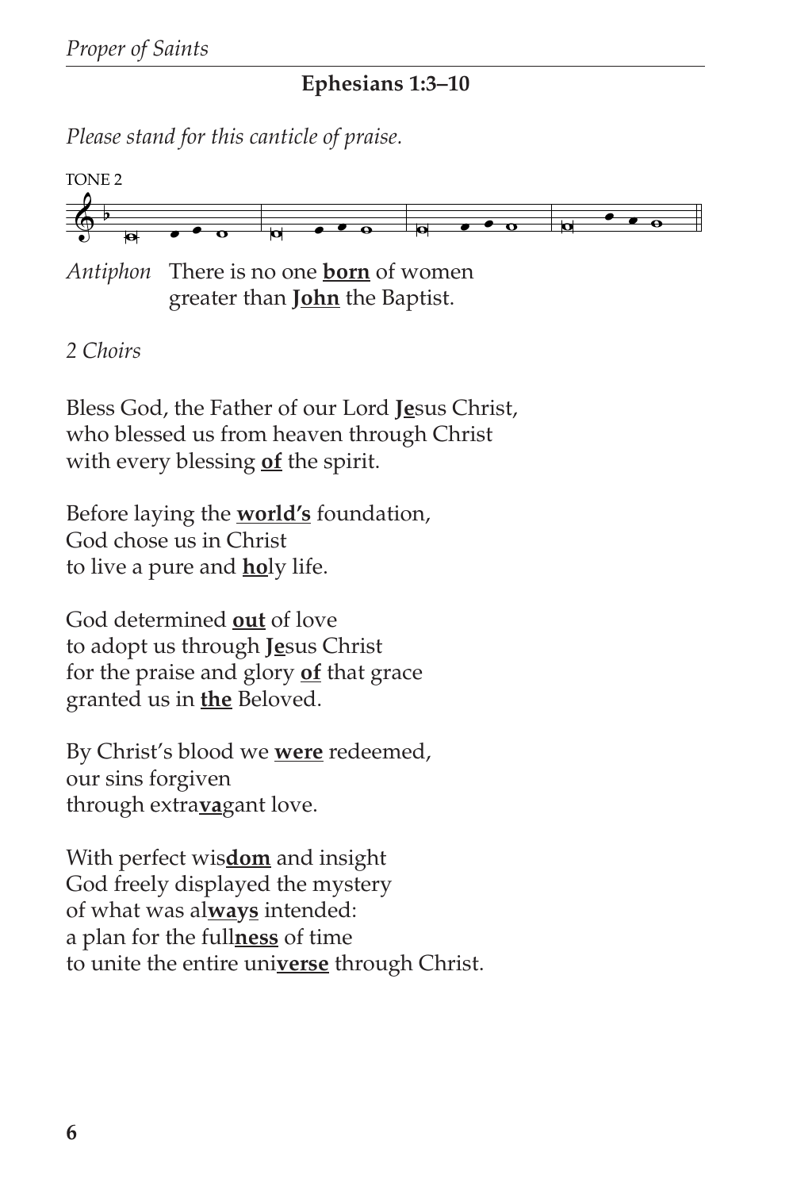## Ephesians 1:3–10

*Please stand for this canticle of praise.*

TONE 2

*Antiphon* There is no one **born** of women
greater than **John** the Baptist.

*2 Choirs*

Bless God, the Father of our Lord **Je**sus Christ,
who blessed us from heaven through Christ
with every blessing **of** the spirit.

Before laying the **world's** foundation,
God chose us in Christ
to live a pure and **ho**ly life.

God determined **out** of love
to adopt us through **Je**sus Christ
for the praise and glory **of** that grace
granted us in **the** Beloved.

By Christ's blood we **were** redeemed,
our sins forgiven
through extra**va**gant love.

With perfect wis**dom** and insight
God freely displayed the mystery
of what was al**ways** intended:
a plan for the full**ness** of time
to unite the entire uni**verse** through Christ.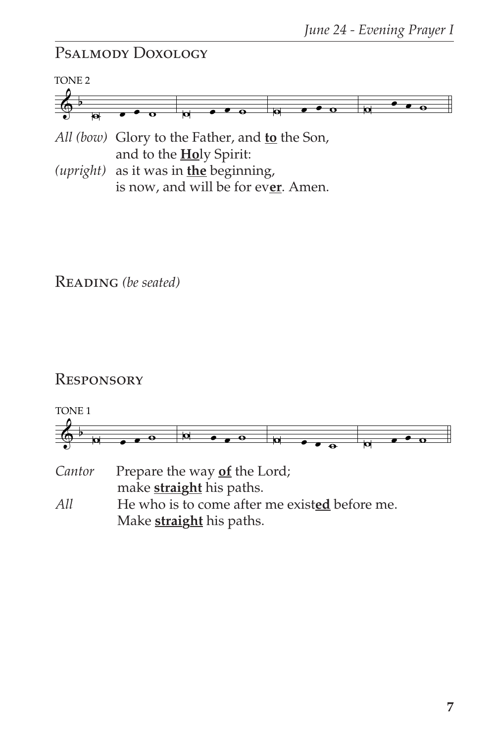## Psalmody Doxology

TONE 2

*All (bow)* Glory to the Father, and **to** the Son,
and to the **Ho**ly Spirit:
*(upright)* as it was in **the** beginning,
is now, and will be for ev**er**. Amen.

## Reading *(be seated)*

## Responsory

TONE 1

*Cantor* Prepare the way **of** the Lord;
make **straight** his paths.
*All* He who is to come after me exist**ed** before me.
Make **straight** his paths.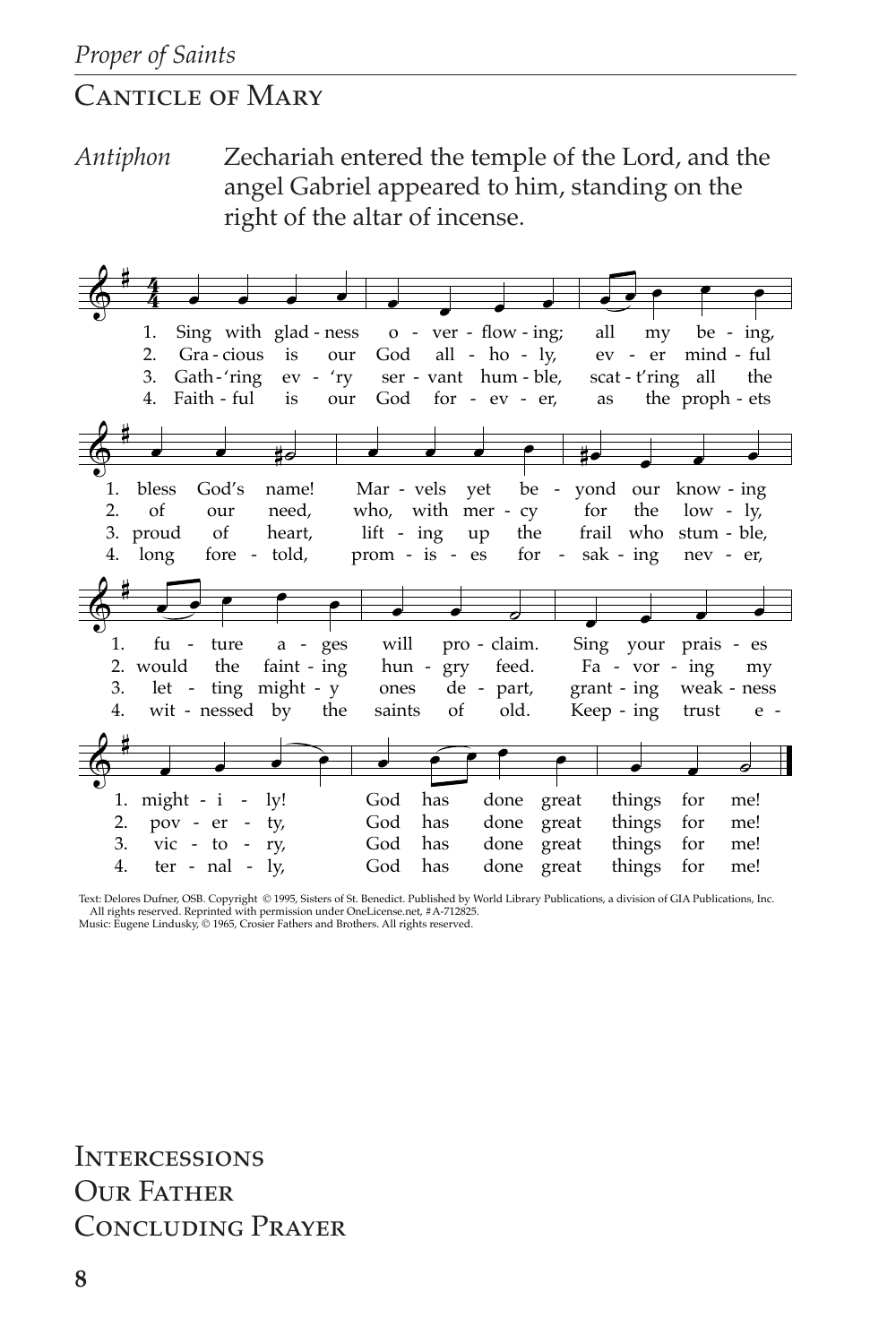## Canticle of Mary

*Antiphon* Zechariah entered the temple of the Lord, and the angel Gabriel appeared to him, standing on the right of the altar of incense.

1. Sing with gladness overflowing; all my being, bless God's name! Marvels yet beyond our knowing future ages will proclaim. Sing your praises mightily! God has done great things for me!
2. Gracious is our God all-holy, ever mindful of our need, who, with mercy for the lowly, would the fainting hungry feed. Favoring my poverty, God has done great things for me!
3. Gath'ring ev'ry servant humble, scatt'ring all the proud of heart, lifting up the frail who stumble, letting mighty ones depart, granting weakness victory, God has done great things for me!
4. Faithful is our God forever, as the prophets long foretold, promises forsaking never, witnessed by the saints of old. Keeping trust eternally, God has done great things for me!

Text: Delores Dufner, OSB. Copyright © 1995, Sisters of St. Benedict. Published by World Library Publications, a division of GIA Publications, Inc. All rights reserved. Reprinted with permission under OneLicense.net, #A-712825.
Music: Eugene Lindusky, © 1965, Crosier Fathers and Brothers. All rights reserved.

## Intercessions

## Our Father

## Concluding Prayer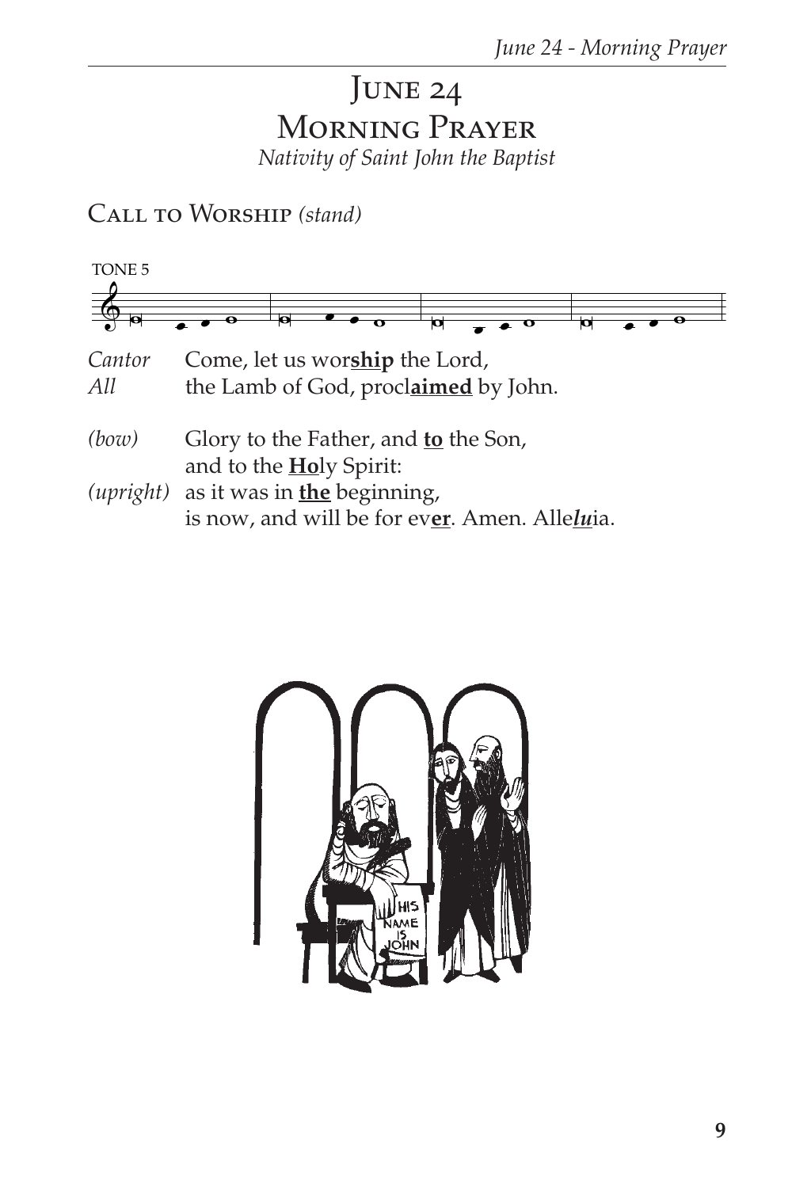# June 24
# Morning Prayer
*Nativity of Saint John the Baptist*

## Call to Worship *(stand)*

TONE 5

*Cantor* Come, let us wor**ship** the Lord,
*All* the Lamb of God, procl**aimed** by John.

*(bow)* Glory to the Father, and **to** the Son,
and to the **Ho**ly Spirit:
*(upright)* as it was in **the** beginning,
is now, and will be for ev**er**. Amen. Alle***lu***ia.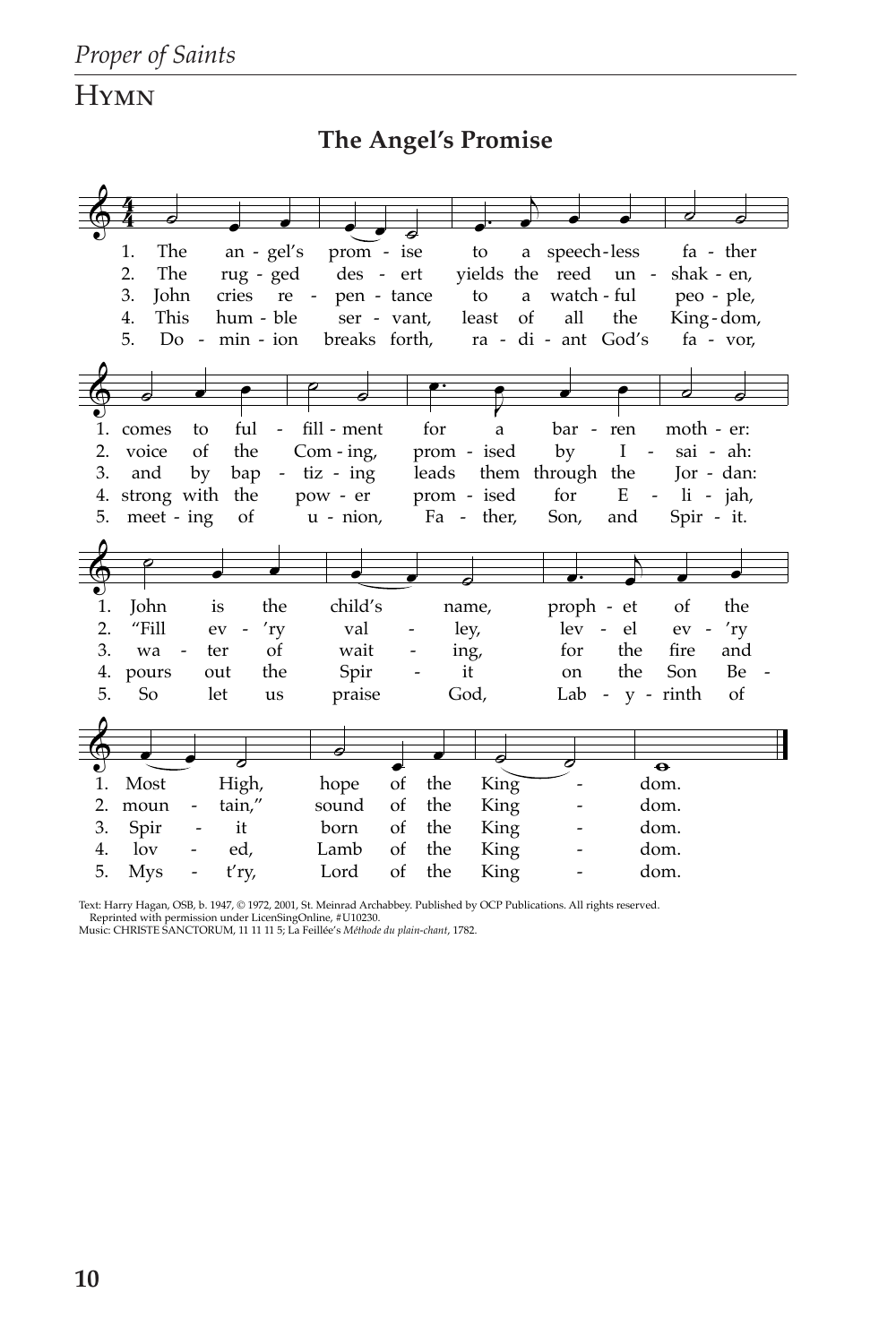## Hymn

### The Angel's Promise

1. The angel's promise to a speechless father
comes to fulfillment for a barren mother:
John is the child's name, prophet of the
Most High, hope of the Kingdom.

2. The rugged desert yields the reed unshaken,
voice of the Coming, promised by Isaiah:
"Fill ev'ry valley, level ev'ry
mountain," sound of the Kingdom.

3. John cries repentance to a watchful people,
and by baptizing leads them through the Jordan:
water of waiting, for the fire and
Spirit born of the Kingdom.

4. This humble servant, least of all the Kingdom,
strong with the power promised for Elijah,
pours out the Spirit on the Son Beloved, Lamb of the Kingdom.

5. Dominion breaks forth, radiant God's favor,
meeting of union, Father, Son, and Spirit.
So let us praise God, Labyrinth of
Myst'ry, Lord of the Kingdom.

Text: Harry Hagan, OSB, b. 1947, © 1972, 2001, St. Meinrad Archabbey. Published by OCP Publications. All rights reserved. Reprinted with permission under LicenSingOnline, #U10230.
Music: CHRISTE SANCTORUM, 11 11 11 5; La Feillée's *Méthode du plain-chant*, 1782.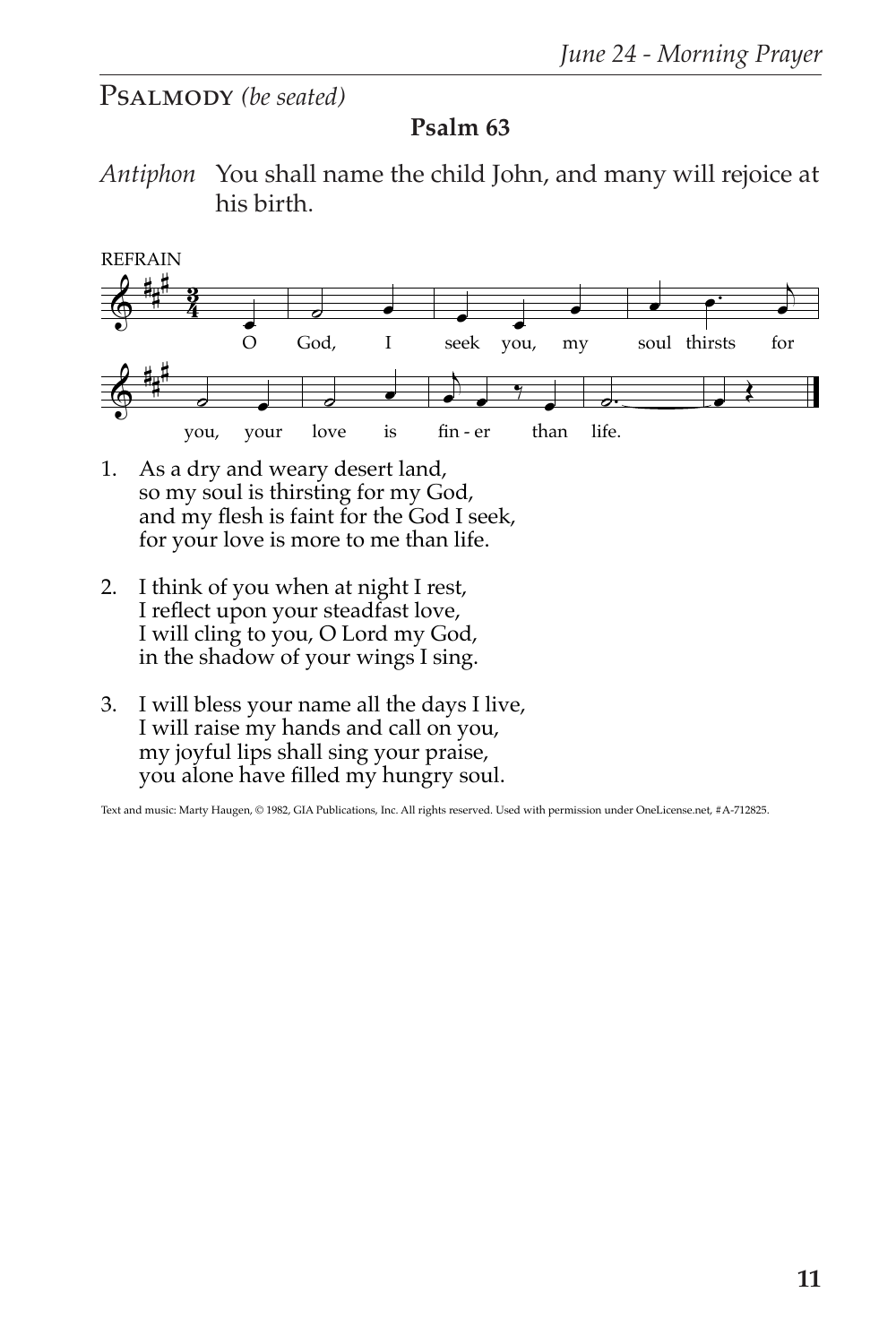PSALMODY *(be seated)*

**Psalm 63**

*Antiphon* You shall name the child John, and many will rejoice at his birth.

REFRAIN

O God, I seek you, my soul thirsts for you, your love is fin - er than life.

1. As a dry and weary desert land,
   so my soul is thirsting for my God,
   and my flesh is faint for the God I seek,
   for your love is more to me than life.

2. I think of you when at night I rest,
   I reflect upon your steadfast love,
   I will cling to you, O Lord my God,
   in the shadow of your wings I sing.

3. I will bless your name all the days I live,
   I will raise my hands and call on you,
   my joyful lips shall sing your praise,
   you alone have filled my hungry soul.

Text and music: Marty Haugen, © 1982, GIA Publications, Inc. All rights reserved. Used with permission under OneLicense.net, #A-712825.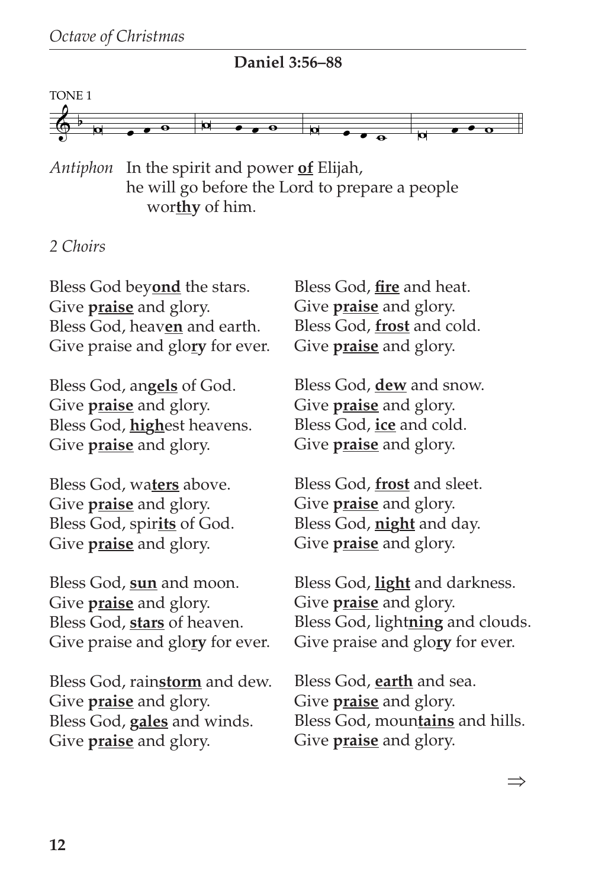## Daniel 3:56–88

TONE 1

*Antiphon* In the spirit and power **of** Elijah,
he will go before the Lord to prepare a people
wor**thy** of him.

*2 Choirs*

Bless God bey**ond** the stars.
Give **praise** and glory.
Bless God, heav**en** and earth.
Give praise and glo**ry** for ever.

Bless God, an**gels** of God.
Give **praise** and glory.
Bless God, **high**est heavens.
Give **praise** and glory.

Bless God, wa**ters** above.
Give **praise** and glory.
Bless God, spir**its** of God.
Give **praise** and glory.

Bless God, **sun** and moon.
Give **praise** and glory.
Bless God, **stars** of heaven.
Give praise and glo**ry** for ever.

Bless God, rain**storm** and dew.
Give **praise** and glory.
Bless God, **gales** and winds.
Give **praise** and glory.

Bless God, **fire** and heat.
Give **praise** and glory.
Bless God, **frost** and cold.
Give **praise** and glory.

Bless God, **dew** and snow.
Give **praise** and glory.
Bless God, **ice** and cold.
Give **praise** and glory.

Bless God, **frost** and sleet.
Give **praise** and glory.
Bless God, **night** and day.
Give **praise** and glory.

Bless God, **light** and darkness.
Give **praise** and glory.
Bless God, light**ning** and clouds.
Give praise and glo**ry** for ever.

Bless God, **earth** and sea.
Give **praise** and glory.
Bless God, moun**tains** and hills.
Give **praise** and glory.

⇒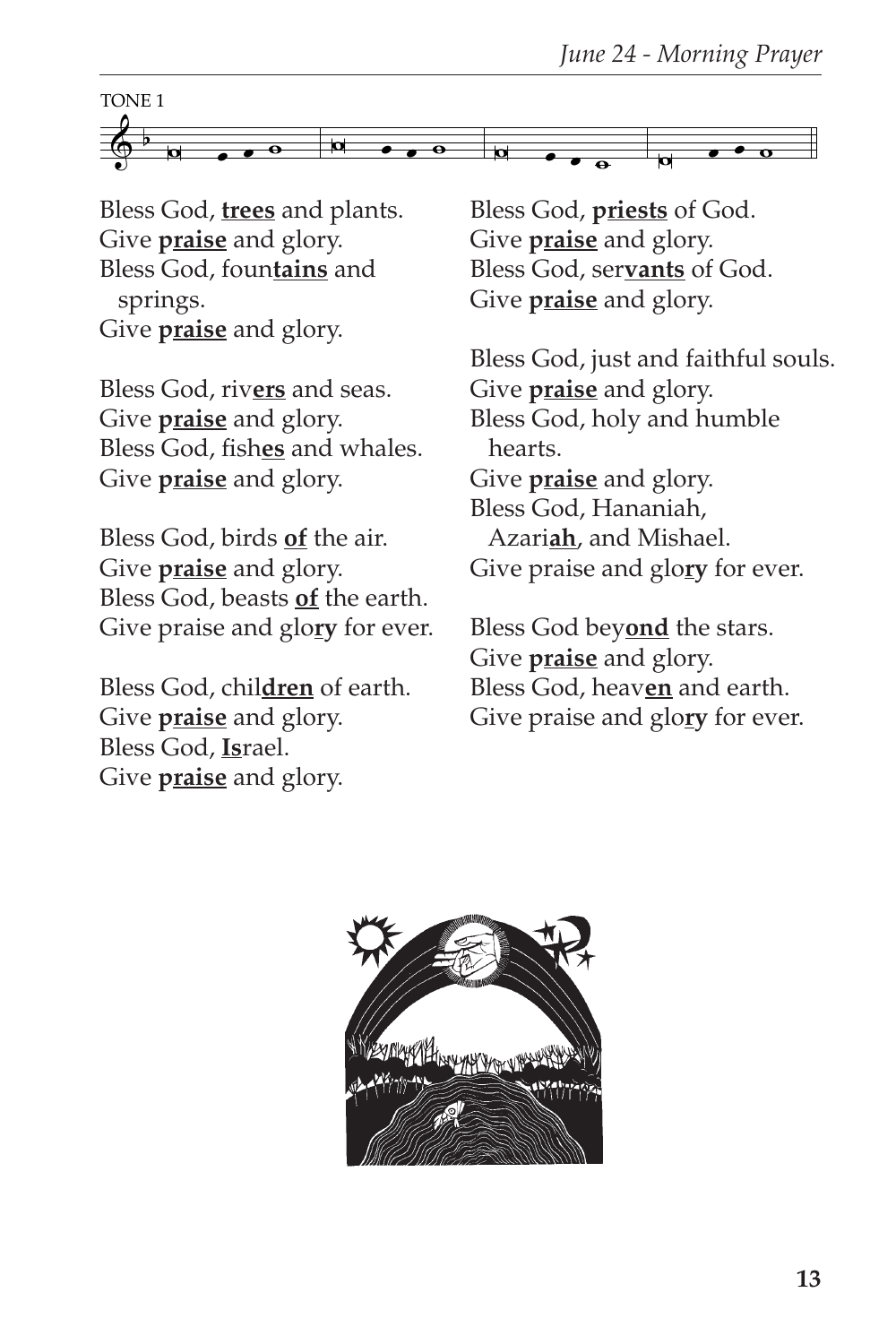TONE 1

Bless God, **trees** and plants.
Give **praise** and glory.
Bless God, foun**tains** and springs.
Give **praise** and glory.

Bless God, riv**ers** and seas.
Give **praise** and glory.
Bless God, fish**es** and whales.
Give **praise** and glory.

Bless God, birds **of** the air.
Give **praise** and glory.
Bless God, beasts **of** the earth.
Give praise and glo**ry** for ever.

Bless God, chil**dren** of earth.
Give **praise** and glory.
Bless God, **Is**rael.
Give **praise** and glory.

Bless God, **priests** of God.
Give **praise** and glory.
Bless God, ser**vants** of God.
Give **praise** and glory.

Bless God, just and faithful souls.
Give **praise** and glory.
Bless God, holy and humble hearts.
Give **praise** and glory.
Bless God, Hananiah, Azari**ah**, and Mishael.
Give praise and glo**ry** for ever.

Bless God bey**ond** the stars.
Give **praise** and glory.
Bless God, heav**en** and earth.
Give praise and glo**ry** for ever.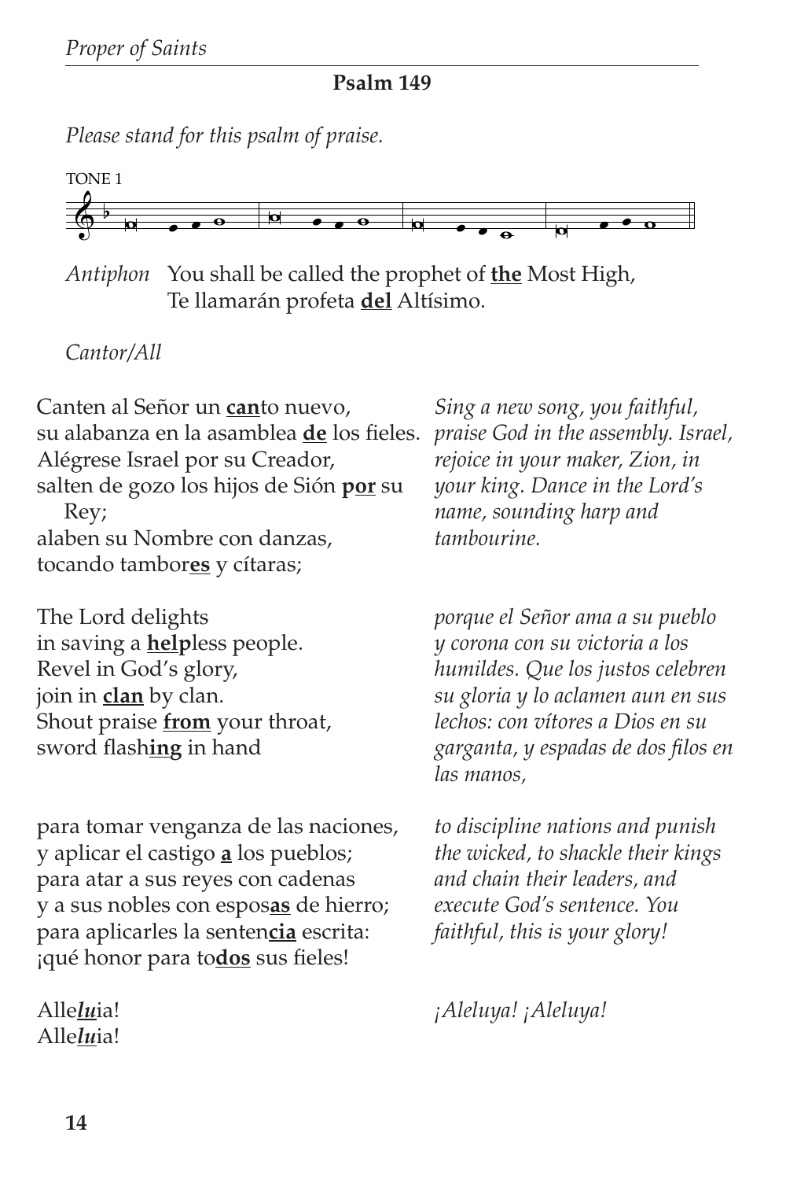## Psalm 149

*Please stand for this psalm of praise.*

TONE 1

*Antiphon* You shall be called the prophet of **<u>the</u>** Most High,
Te llamarán profeta **<u>del</u>** Altísimo.

*Cantor/All*

Canten al Señor un **<u>can</u>**to nuevo,
su alabanza en la asamblea **<u>de</u>** los fieles.
Alégrese Israel por su Creador,
salten de gozo los hijos de Sión **<u>por</u>** su Rey;
alaben su Nombre con danzas,
tocando tambor**<u>es</u>** y cítaras;

*Sing a new song, you faithful, praise God in the assembly. Israel, rejoice in your maker, Zion, in your king. Dance in the Lord's name, sounding harp and tambourine.*

The Lord delights
in saving a **<u>help</u>**less people.
Revel in God's glory,
join in **<u>clan</u>** by clan.
Shout praise **<u>from</u>** your throat,
sword flash**<u>ing</u>** in hand

*porque el Señor ama a su pueblo y corona con su victoria a los humildes. Que los justos celebren su gloria y lo aclamen aun en sus lechos: con vítores a Dios en su garganta, y espadas de dos filos en las manos,*

para tomar venganza de las naciones,
y aplicar el castigo **<u>a</u>** los pueblos;
para atar a sus reyes con cadenas
y a sus nobles con espos**<u>as</u>** de hierro;
para aplicarles la senten**<u>cia</u>** escrita:
¡qué honor para to**<u>dos</u>** sus fieles!

*to discipline nations and punish the wicked, to shackle their kings and chain their leaders, and execute God's sentence. You faithful, this is your glory!*

Alle***<u>lu</u>***ia!
Alle***<u>lu</u>***ia!

*¡Aleluya! ¡Aleluya!*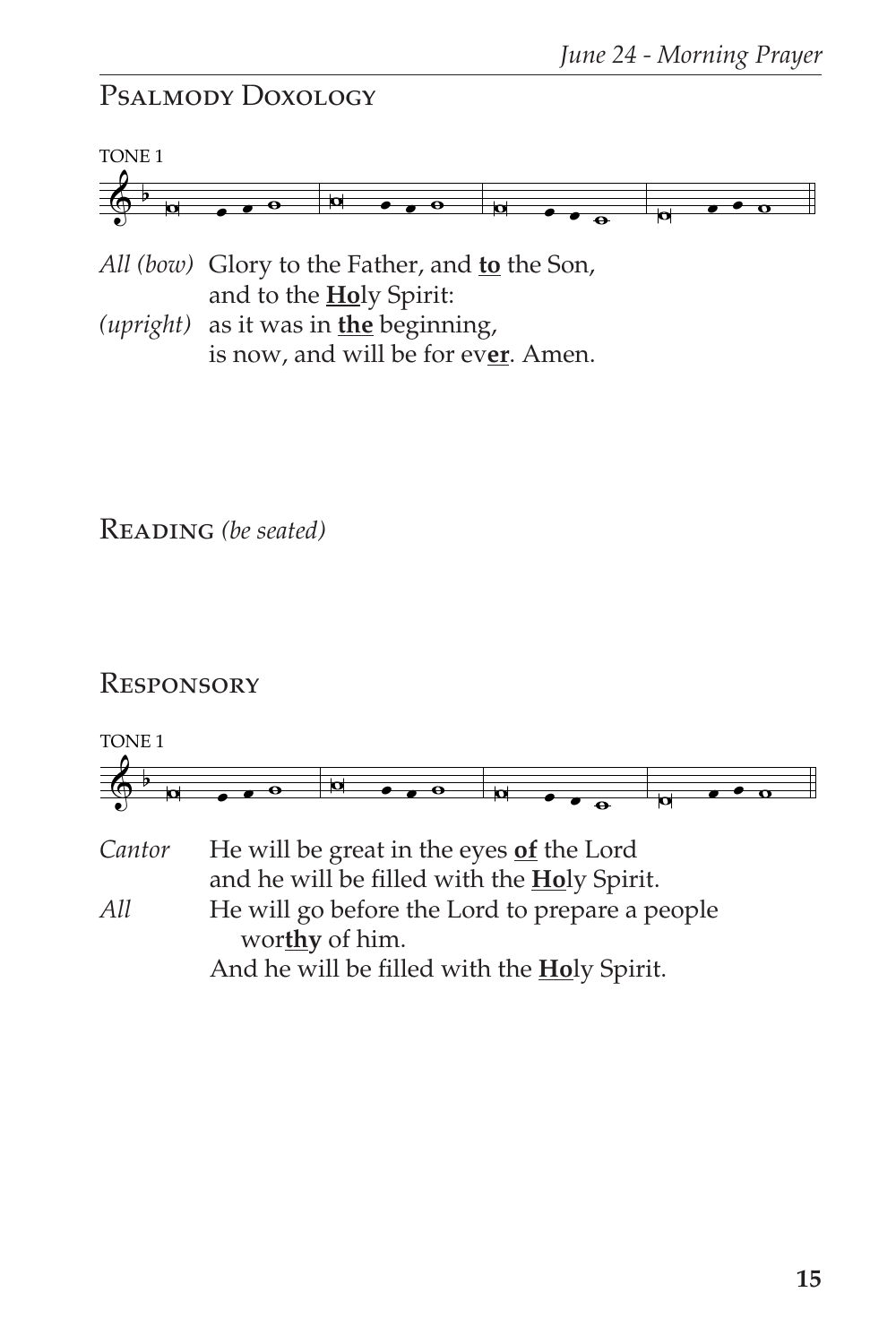## Psalmody Doxology

TONE 1

*All (bow)* Glory to the Father, and **to** the Son,
and to the **Ho**ly Spirit:
*(upright)* as it was in **the** beginning,
is now, and will be for ev**er**. Amen.

## Reading *(be seated)*

## Responsory

TONE 1

*Cantor* He will be great in the eyes **of** the Lord
and he will be filled with the **Ho**ly Spirit.
*All* He will go before the Lord to prepare a people
wor**thy** of him.
And he will be filled with the **Ho**ly Spirit.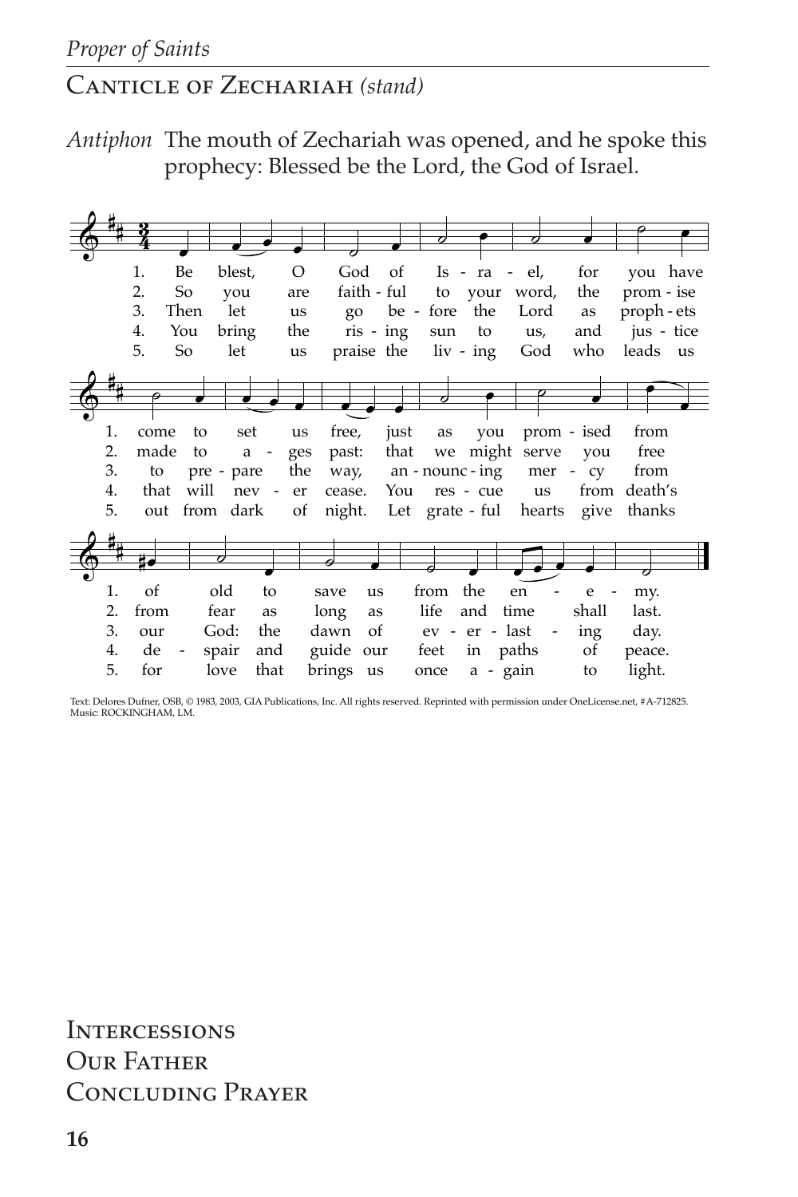## Canticle of Zechariah *(stand)*

*Antiphon* The mouth of Zechariah was opened, and he spoke this prophecy: Blessed be the Lord, the God of Israel.

1. Be blest, O God of Israel, for you have come to set us free, just as you promised from of old to save us from the enemy.
2. So you are faithful to your word, the promise made to ages past: that we might serve you free from fear as long as life and time shall last.
3. Then let us go before the Lord as prophets to prepare the way, announcing mercy from our God: the dawn of everlasting day.
4. You bring the rising sun to us, and justice that will never cease. You rescue us from death's despair and guide our feet in paths of peace.
5. So let us praise the living God who leads us out from dark of night. Let grateful hearts give thanks for love that brings us once again to light.

Text: Delores Dufner, OSB, © 1983, 2003, GIA Publications, Inc. All rights reserved. Reprinted with permission under OneLicense.net, #A-712825.
Music: ROCKINGHAM, LM.

## Intercessions

## Our Father

## Concluding Prayer